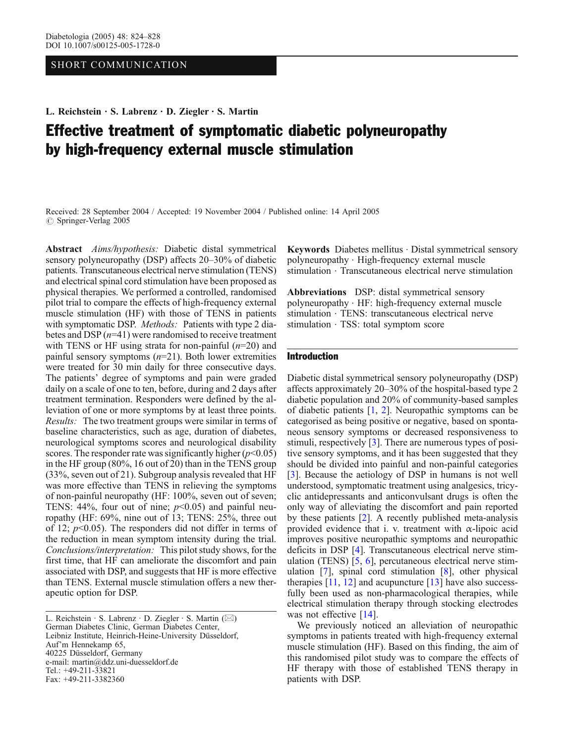SHORT COMMUNICATION

**L. Reichstein · S. Labrenz · D. Ziegler · S. Martin**

# Effective treatment of symptomatic diabetic polyneuropathy by high-frequency external muscle stimulation

Received: 28 September 2004 / Accepted: 19 November 2004 / Published online: 14 April 2005
© Springer-Verlag 2005

**Abstract** *Aims/hypothesis:* Diabetic distal symmetrical sensory polyneuropathy (DSP) affects 20–30% of diabetic patients. Transcutaneous electrical nerve stimulation (TENS) and electrical spinal cord stimulation have been proposed as physical therapies. We performed a controlled, randomised pilot trial to compare the effects of high-frequency external muscle stimulation (HF) with those of TENS in patients with symptomatic DSP. *Methods:* Patients with type 2 diabetes and DSP ($n$=41) were randomised to receive treatment with TENS or HF using strata for non-painful ($n$=20) and painful sensory symptoms ($n$=21). Both lower extremities were treated for 30 min daily for three consecutive days. The patients' degree of symptoms and pain were graded daily on a scale of one to ten, before, during and 2 days after treatment termination. Responders were defined by the alleviation of one or more symptoms by at least three points. *Results:* The two treatment groups were similar in terms of baseline characteristics, such as age, duration of diabetes, neurological symptoms scores and neurological disability scores. The responder rate was significantly higher ($p$<0.05) in the HF group (80%, 16 out of 20) than in the TENS group (33%, seven out of 21). Subgroup analysis revealed that HF was more effective than TENS in relieving the symptoms of non-painful neuropathy (HF: 100%, seven out of seven; TENS: 44%, four out of nine; $p$<0.05) and painful neuropathy (HF: 69%, nine out of 13; TENS: 25%, three out of 12; $p$<0.05). The responders did not differ in terms of the reduction in mean symptom intensity during the trial. *Conclusions/interpretation:* This pilot study shows, for the first time, that HF can ameliorate the discomfort and pain associated with DSP, and suggests that HF is more effective than TENS. External muscle stimulation offers a new therapeutic option for DSP.

**Keywords** Diabetes mellitus · Distal symmetrical sensory polyneuropathy · High-frequency external muscle stimulation · Transcutaneous electrical nerve stimulation

**Abbreviations** DSP: distal symmetrical sensory polyneuropathy · HF: high-frequency external muscle stimulation · TENS: transcutaneous electrical nerve stimulation · TSS: total symptom score

L. Reichstein · S. Labrenz · D. Ziegler · S. Martin (✉)
German Diabetes Clinic, German Diabetes Center,
Leibniz Institute, Heinrich-Heine-University Düsseldorf,
Auf'm Hennekamp 65,
40225 Düsseldorf, Germany
e-mail: martin@ddz.uni-duesseldorf.de
Tel.: +49-211-33821
Fax: +49-211-3382360

## Introduction

Diabetic distal symmetrical sensory polyneuropathy (DSP) affects approximately 20–30% of the hospital-based type 2 diabetic population and 20% of community-based samples of diabetic patients [1, 2]. Neuropathic symptoms can be categorised as being positive or negative, based on spontaneous sensory symptoms or decreased responsiveness to stimuli, respectively [3]. There are numerous types of positive sensory symptoms, and it has been suggested that they should be divided into painful and non-painful categories [3]. Because the aetiology of DSP in humans is not well understood, symptomatic treatment using analgesics, tricyclic antidepressants and anticonvulsant drugs is often the only way of alleviating the discomfort and pain reported by these patients [2]. A recently published meta-analysis provided evidence that i. v. treatment with α-lipoic acid improves positive neuropathic symptoms and neuropathic deficits in DSP [4]. Transcutaneous electrical nerve stimulation (TENS) [5, 6], percutaneous electrical nerve stimulation [7], spinal cord stimulation [8], other physical therapies [11, 12] and acupuncture [13] have also successfully been used as non-pharmacological therapies, while electrical stimulation therapy through stocking electrodes was not effective [14].

We previously noticed an alleviation of neuropathic symptoms in patients treated with high-frequency external muscle stimulation (HF). Based on this finding, the aim of this randomised pilot study was to compare the effects of HF therapy with those of established TENS therapy in patients with DSP.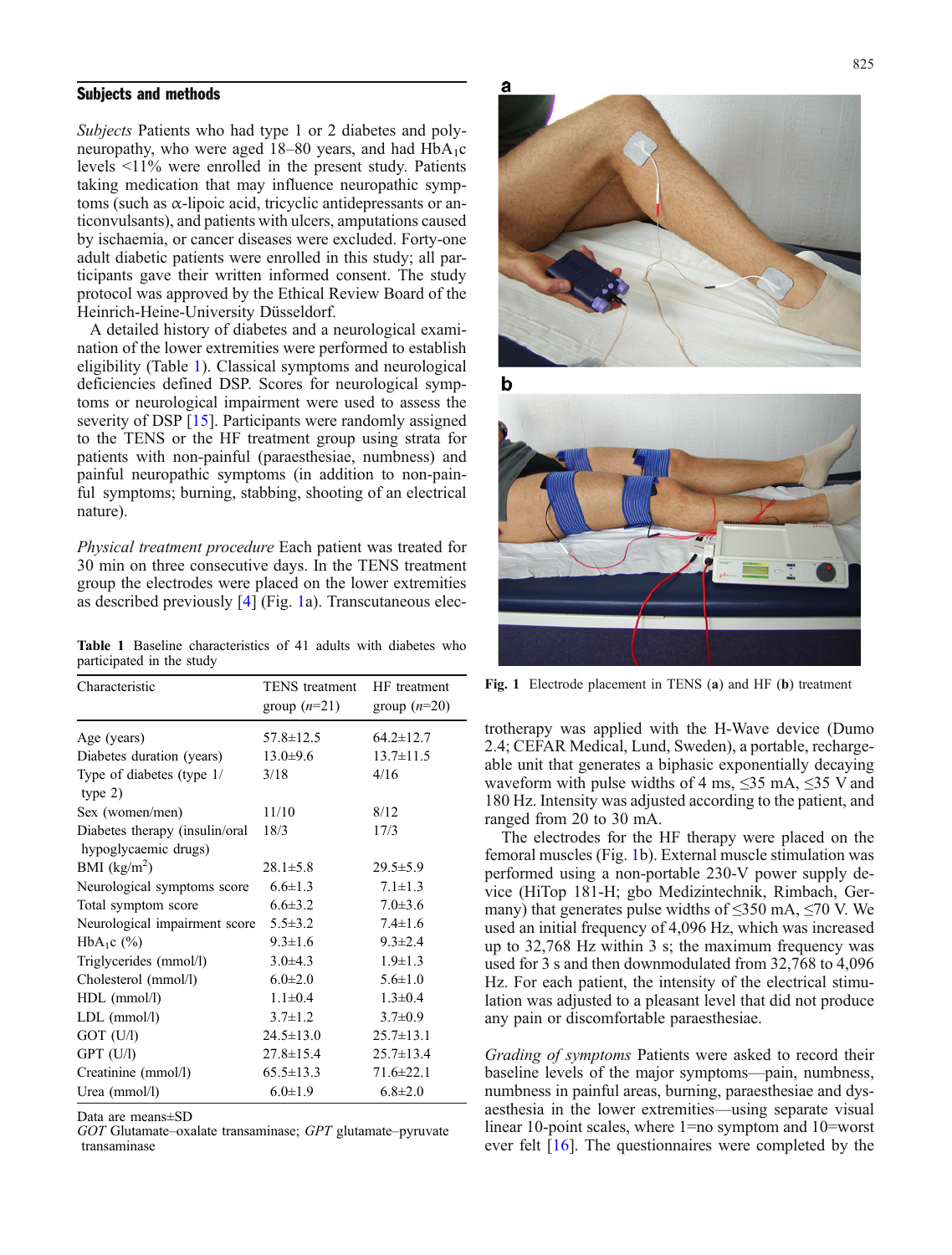## Subjects and methods

*Subjects* Patients who had type 1 or 2 diabetes and polyneuropathy, who were aged 18–80 years, and had $HbA_1c$ levels <11% were enrolled in the present study. Patients taking medication that may influence neuropathic symptoms (such as α-lipoic acid, tricyclic antidepressants or anticonvulsants), and patients with ulcers, amputations caused by ischaemia, or cancer diseases were excluded. Forty-one adult diabetic patients were enrolled in this study; all participants gave their written informed consent. The study protocol was approved by the Ethical Review Board of the Heinrich-Heine-University Düsseldorf.

A detailed history of diabetes and a neurological examination of the lower extremities were performed to establish eligibility (Table 1). Classical symptoms and neurological deficiencies defined DSP. Scores for neurological symptoms or neurological impairment were used to assess the severity of DSP [15]. Participants were randomly assigned to the TENS or the HF treatment group using strata for patients with non-painful (paraesthesiae, numbness) and painful neuropathic symptoms (in addition to non-painful symptoms; burning, stabbing, shooting of an electrical nature).

*Physical treatment procedure* Each patient was treated for 30 min on three consecutive days. In the TENS treatment group the electrodes were placed on the lower extremities as described previously [4] (Fig. 1a). Transcutaneous electrotherapy was applied with the H-Wave device (Dumo 2.4; CEFAR Medical, Lund, Sweden), a portable, rechargeable unit that generates a biphasic exponentially decaying waveform with pulse widths of 4 ms, ≤35 mA, ≤35 V and 180 Hz. Intensity was adjusted according to the patient, and ranged from 20 to 30 mA.

The electrodes for the HF therapy were placed on the femoral muscles (Fig. 1b). External muscle stimulation was performed using a non-portable 230-V power supply device (HiTop 181-H; gbo Medizintechnik, Rimbach, Germany) that generates pulse widths of ≤350 mA, ≤70 V. We used an initial frequency of 4,096 Hz, which was increased up to 32,768 Hz within 3 s; the maximum frequency was used for 3 s and then downmodulated from 32,768 to 4,096 Hz. For each patient, the intensity of the electrical stimulation was adjusted to a pleasant level that did not produce any pain or discomfortable paraesthesiae.

**Table 1** Baseline characteristics of 41 adults with diabetes who participated in the study

| Characteristic | TENS treatment group (*n*=21) | HF treatment group (*n*=20) |
|---|---|---|
| Age (years) | 57.8±12.5 | 64.2±12.7 |
| Diabetes duration (years) | 13.0±9.6 | 13.7±11.5 |
| Type of diabetes (type 1/type 2) | 3/18 | 4/16 |
| Sex (women/men) | 11/10 | 8/12 |
| Diabetes therapy (insulin/oral hypoglycaemic drugs) | 18/3 | 17/3 |
| BMI ($kg/m^2$) | 28.1±5.8 | 29.5±5.9 |
| Neurological symptoms score | 6.6±1.3 | 7.1±1.3 |
| Total symptom score | 6.6±3.2 | 7.0±3.6 |
| Neurological impairment score | 5.5±3.2 | 7.4±1.6 |
| $HbA_1c$ (%) | 9.3±1.6 | 9.3±2.4 |
| Triglycerides (mmol/l) | 3.0±4.3 | 1.9±1.3 |
| Cholesterol (mmol/l) | 6.0±2.0 | 5.6±1.0 |
| HDL (mmol/l) | 1.1±0.4 | 1.3±0.4 |
| LDL (mmol/l) | 3.7±1.2 | 3.7±0.9 |
| GOT (U/l) | 24.5±13.0 | 25.7±13.1 |
| GPT (U/l) | 27.8±15.4 | 25.7±13.4 |
| Creatinine (mmol/l) | 65.5±13.3 | 71.6±22.1 |
| Urea (mmol/l) | 6.0±1.9 | 6.8±2.0 |

Data are means±SD

*GOT* Glutamate–oxalate transaminase; *GPT* glutamate–pyruvate transaminase

**Fig. 1** Electrode placement in TENS (**a**) and HF (**b**) treatment

*Grading of symptoms* Patients were asked to record their baseline levels of the major symptoms—pain, numbness, numbness in painful areas, burning, paraesthesiae and dysaesthesia in the lower extremities—using separate visual linear 10-point scales, where 1=no symptom and 10=worst ever felt [16]. The questionnaires were completed by the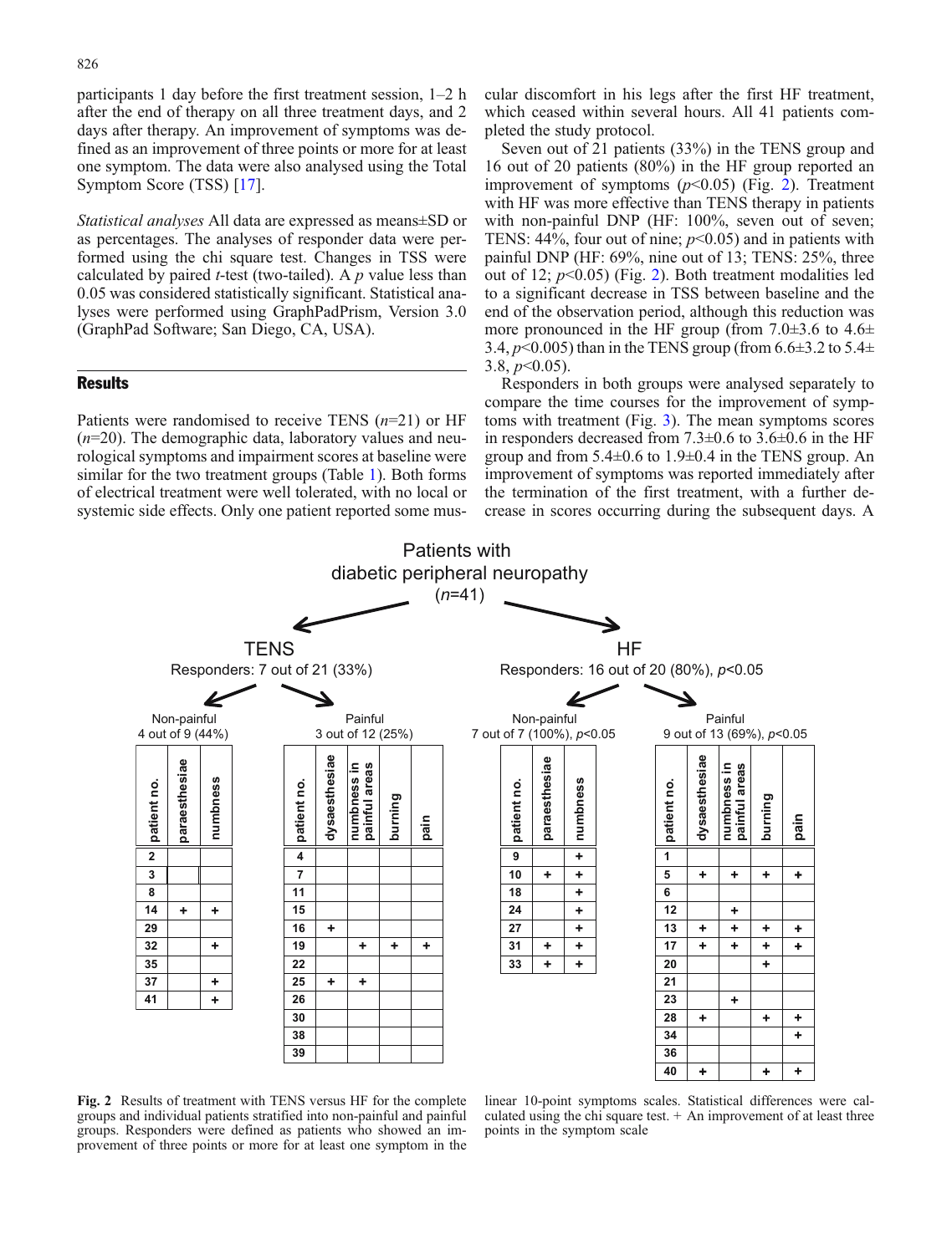participants 1 day before the first treatment session, 1–2 h after the end of therapy on all three treatment days, and 2 days after therapy. An improvement of symptoms was defined as an improvement of three points or more for at least one symptom. The data were also analysed using the Total Symptom Score (TSS) [17].

*Statistical analyses* All data are expressed as means±SD or as percentages. The analyses of responder data were performed using the chi square test. Changes in TSS were calculated by paired *t*-test (two-tailed). A *p* value less than 0.05 was considered statistically significant. Statistical analyses were performed using GraphPadPrism, Version 3.0 (GraphPad Software; San Diego, CA, USA).

## Results

Patients were randomised to receive TENS ($n$=21) or HF ($n$=20). The demographic data, laboratory values and neurological symptoms and impairment scores at baseline were similar for the two treatment groups (Table 1). Both forms of electrical treatment were well tolerated, with no local or systemic side effects. Only one patient reported some muscular discomfort in his legs after the first HF treatment, which ceased within several hours. All 41 patients completed the study protocol.

Seven out of 21 patients (33%) in the TENS group and 16 out of 20 patients (80%) in the HF group reported an improvement of symptoms ($p$<0.05) (Fig. 2). Treatment with HF was more effective than TENS therapy in patients with non-painful DNP (HF: 100%, seven out of seven; TENS: 44%, four out of nine; $p$<0.05) and in patients with painful DNP (HF: 69%, nine out of 13; TENS: 25%, three out of 12; $p$<0.05) (Fig. 2). Both treatment modalities led to a significant decrease in TSS between baseline and the end of the observation period, although this reduction was more pronounced in the HF group (from 7.0±3.6 to 4.6±3.4, $p$<0.005) than in the TENS group (from 6.6±3.2 to 5.4±3.8, $p$<0.05).

Responders in both groups were analysed separately to compare the time courses for the improvement of symptoms with treatment (Fig. 3). The mean symptoms scores in responders decreased from 7.3±0.6 to 3.6±0.6 in the HF group and from 5.4±0.6 to 1.9±0.4 in the TENS group. An improvement of symptoms was reported immediately after the termination of the first treatment, with a further decrease in scores occurring during the subsequent days. A

Patients with diabetic peripheral neuropathy ($n$=41)

**TENS** — Responders: 7 out of 21 (33%)

Non-painful — 4 out of 9 (44%)

| patient no. | paraesthesiae | numbness |
|---|---|---|
| 2 | | |
| 3 | | |
| 8 | | |
| 14 | + | + |
| 29 | | |
| 32 | | + |
| 35 | | |
| 37 | | + |
| 41 | | + |

Painful — 3 out of 12 (25%)

| patient no. | dysaesthesiae | numbness in painful areas | burning | pain |
|---|---|---|---|---|
| 4 | | | | |
| 7 | | | | |
| 11 | | | | |
| 15 | | | | |
| 16 | + | | | |
| 19 | | + | + | + |
| 22 | | | | |
| 25 | + | + | | |
| 26 | | | | |
| 30 | | | | |
| 38 | | | | |
| 39 | | | | |

**HF** — Responders: 16 out of 20 (80%), $p$<0.05

Non-painful — 7 out of 7 (100%), $p$<0.05

| patient no. | paraesthesiae | numbness |
|---|---|---|
| 9 | | + |
| 10 | + | + |
| 18 | | + |
| 24 | | + |
| 27 | | + |
| 31 | + | + |
| 33 | + | + |

Painful — 9 out of 13 (69%), $p$<0.05

| patient no. | dysaesthesiae | numbness in painful areas | burning | pain |
|---|---|---|---|---|
| 1 | | | | |
| 5 | + | + | + | + |
| 6 | | | | |
| 12 | | + | | |
| 13 | + | + | + | + |
| 17 | + | + | + | + |
| 20 | | | + | |
| 21 | | | | |
| 23 | | + | | |
| 28 | + | | + | + |
| 34 | | | | + |
| 36 | | | | |
| 40 | + | | + | + |

**Fig. 2** Results of treatment with TENS versus HF for the complete groups and individual patients stratified into non-painful and painful groups. Responders were defined as patients who showed an improvement of three points or more for at least one symptom in the linear 10-point symptoms scales. Statistical differences were calculated using the chi square test. + An improvement of at least three points in the symptom scale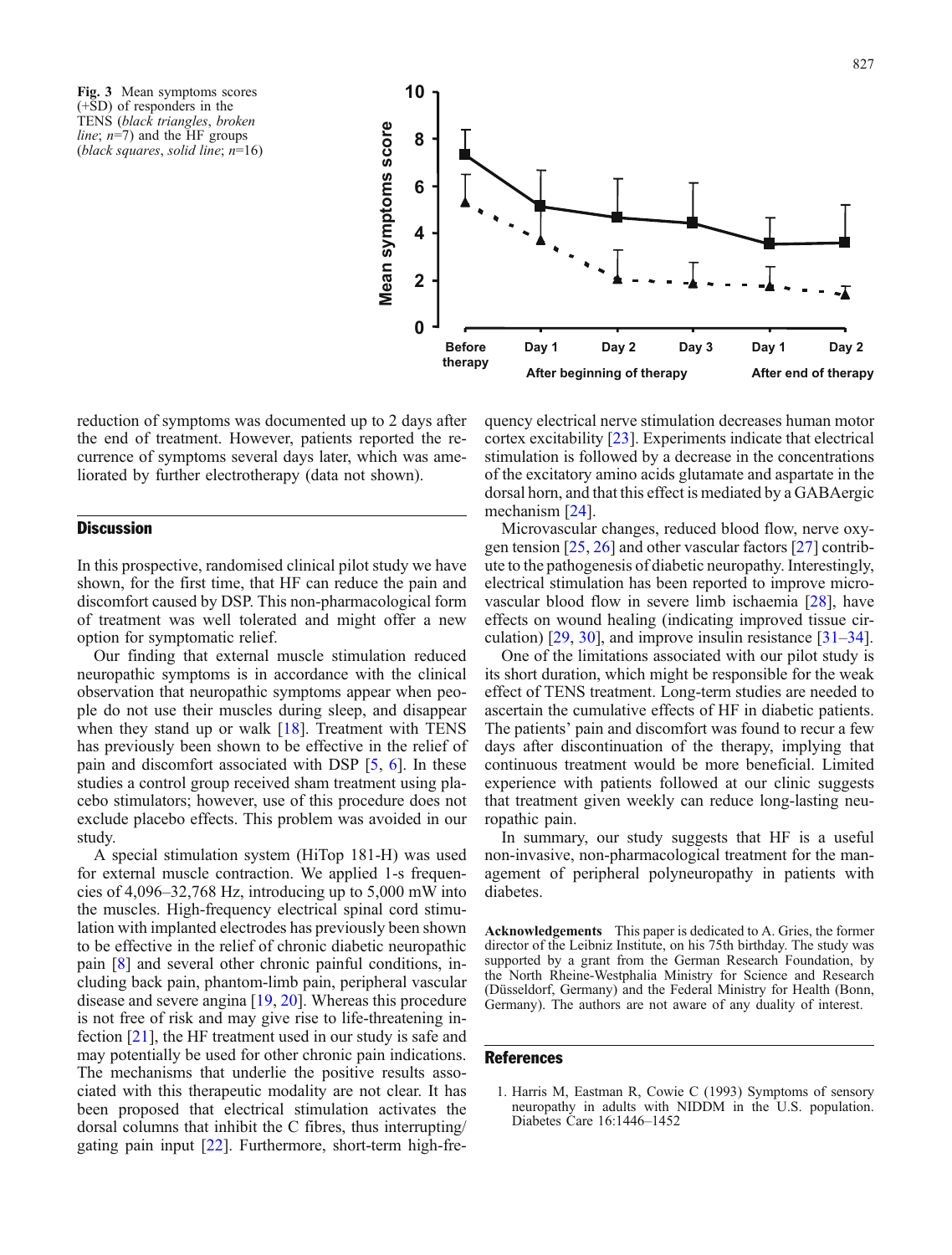**Fig. 3** Mean symptoms scores (+SD) of responders in the TENS (*black triangles*, *broken line*; *n*=7) and the HF groups (*black squares*, *solid line*; *n*=16)

reduction of symptoms was documented up to 2 days after the end of treatment. However, patients reported the recurrence of symptoms several days later, which was ameliorated by further electrotherapy (data not shown).

## Discussion

In this prospective, randomised clinical pilot study we have shown, for the first time, that HF can reduce the pain and discomfort caused by DSP. This non-pharmacological form of treatment was well tolerated and might offer a new option for symptomatic relief.

Our finding that external muscle stimulation reduced neuropathic symptoms is in accordance with the clinical observation that neuropathic symptoms appear when people do not use their muscles during sleep, and disappear when they stand up or walk [18]. Treatment with TENS has previously been shown to be effective in the relief of pain and discomfort associated with DSP [5, 6]. In these studies a control group received sham treatment using placebo stimulators; however, use of this procedure does not exclude placebo effects. This problem was avoided in our study.

A special stimulation system (HiTop 181-H) was used for external muscle contraction. We applied 1-s frequencies of 4,096–32,768 Hz, introducing up to 5,000 mW into the muscles. High-frequency electrical spinal cord stimulation with implanted electrodes has previously been shown to be effective in the relief of chronic diabetic neuropathic pain [8] and several other chronic painful conditions, including back pain, phantom-limb pain, peripheral vascular disease and severe angina [19, 20]. Whereas this procedure is not free of risk and may give rise to life-threatening infection [21], the HF treatment used in our study is safe and may potentially be used for other chronic pain indications. The mechanisms that underlie the positive results associated with this therapeutic modality are not clear. It has been proposed that electrical stimulation activates the dorsal columns that inhibit the C fibres, thus interrupting/gating pain input [22]. Furthermore, short-term high-frequency electrical nerve stimulation decreases human motor cortex excitability [23]. Experiments indicate that electrical stimulation is followed by a decrease in the concentrations of the excitatory amino acids glutamate and aspartate in the dorsal horn, and that this effect is mediated by a GABAergic mechanism [24].

Microvascular changes, reduced blood flow, nerve oxygen tension [25, 26] and other vascular factors [27] contribute to the pathogenesis of diabetic neuropathy. Interestingly, electrical stimulation has been reported to improve microvascular blood flow in severe limb ischaemia [28], have effects on wound healing (indicating improved tissue circulation) [29, 30], and improve insulin resistance [31–34].

One of the limitations associated with our pilot study is its short duration, which might be responsible for the weak effect of TENS treatment. Long-term studies are needed to ascertain the cumulative effects of HF in diabetic patients. The patients' pain and discomfort was found to recur a few days after discontinuation of the therapy, implying that continuous treatment would be more beneficial. Limited experience with patients followed at our clinic suggests that treatment given weekly can reduce long-lasting neuropathic pain.

In summary, our study suggests that HF is a useful non-invasive, non-pharmacological treatment for the management of peripheral polyneuropathy in patients with diabetes.

**Acknowledgements** This paper is dedicated to A. Gries, the former director of the Leibniz Institute, on his 75th birthday. The study was supported by a grant from the German Research Foundation, by the North Rheine-Westphalia Ministry for Science and Research (Düsseldorf, Germany) and the Federal Ministry for Health (Bonn, Germany). The authors are not aware of any duality of interest.

## References

1. Harris M, Eastman R, Cowie C (1993) Symptoms of sensory neuropathy in adults with NIDDM in the U.S. population. Diabetes Care 16:1446–1452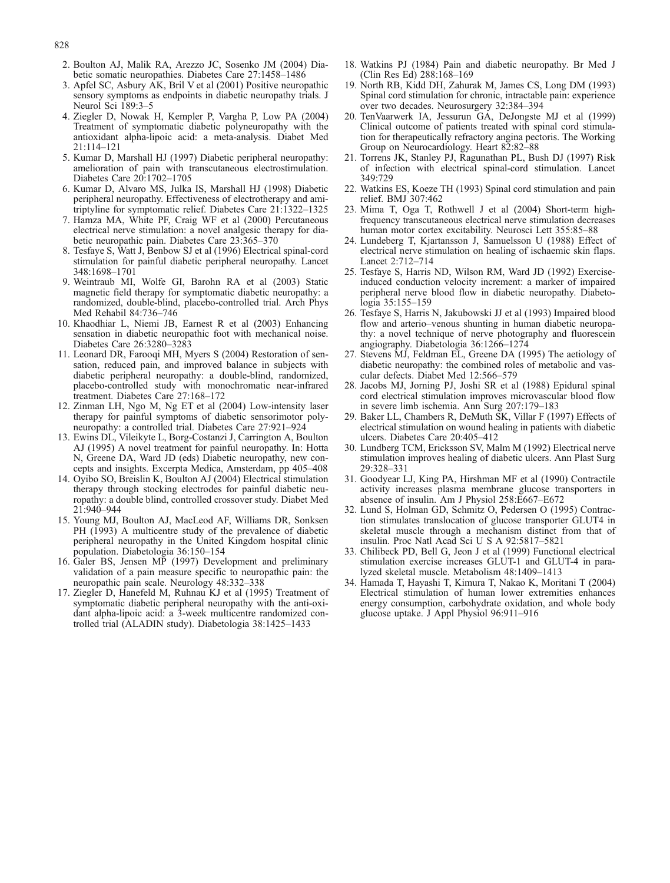2. Boulton AJ, Malik RA, Arezzo JC, Sosenko JM (2004) Diabetic somatic neuropathies. Diabetes Care 27:1458–1486
3. Apfel SC, Asbury AK, Bril V et al (2001) Positive neuropathic sensory symptoms as endpoints in diabetic neuropathy trials. J Neurol Sci 189:3–5
4. Ziegler D, Nowak H, Kempler P, Vargha P, Low PA (2004) Treatment of symptomatic diabetic polyneuropathy with the antioxidant alpha-lipoic acid: a meta-analysis. Diabet Med 21:114–121
5. Kumar D, Marshall HJ (1997) Diabetic peripheral neuropathy: amelioration of pain with transcutaneous electrostimulation. Diabetes Care 20:1702–1705
6. Kumar D, Alvaro MS, Julka IS, Marshall HJ (1998) Diabetic peripheral neuropathy. Effectiveness of electrotherapy and amitriptyline for symptomatic relief. Diabetes Care 21:1322–1325
7. Hamza MA, White PF, Craig WF et al (2000) Percutaneous electrical nerve stimulation: a novel analgesic therapy for diabetic neuropathic pain. Diabetes Care 23:365–370
8. Tesfaye S, Watt J, Benbow SJ et al (1996) Electrical spinal-cord stimulation for painful diabetic peripheral neuropathy. Lancet 348:1698–1701
9. Weintraub MI, Wolfe GI, Barohn RA et al (2003) Static magnetic field therapy for symptomatic diabetic neuropathy: a randomized, double-blind, placebo-controlled trial. Arch Phys Med Rehabil 84:736–746
10. Khaodhiar L, Niemi JB, Earnest R et al (2003) Enhancing sensation in diabetic neuropathic foot with mechanical noise. Diabetes Care 26:3280–3283
11. Leonard DR, Farooqi MH, Myers S (2004) Restoration of sensation, reduced pain, and improved balance in subjects with diabetic peripheral neuropathy: a double-blind, randomized, placebo-controlled study with monochromatic near-infrared treatment. Diabetes Care 27:168–172
12. Zinman LH, Ngo M, Ng ET et al (2004) Low-intensity laser therapy for painful symptoms of diabetic sensorimotor polyneuropathy: a controlled trial. Diabetes Care 27:921–924
13. Ewins DL, Vileikyte L, Borg-Costanzi J, Carrington A, Boulton AJ (1995) A novel treatment for painful neuropathy. In: Hotta N, Greene DA, Ward JD (eds) Diabetic neuropathy, new concepts and insights. Excerpta Medica, Amsterdam, pp 405–408
14. Oyibo SO, Breislin K, Boulton AJ (2004) Electrical stimulation therapy through stocking electrodes for painful diabetic neuropathy: a double blind, controlled crossover study. Diabet Med 21:940–944
15. Young MJ, Boulton AJ, MacLeod AF, Williams DR, Sonksen PH (1993) A multicentre study of the prevalence of diabetic peripheral neuropathy in the United Kingdom hospital clinic population. Diabetologia 36:150–154
16. Galer BS, Jensen MP (1997) Development and preliminary validation of a pain measure specific to neuropathic pain: the neuropathic pain scale. Neurology 48:332–338
17. Ziegler D, Hanefeld M, Ruhnau KJ et al (1995) Treatment of symptomatic diabetic peripheral neuropathy with the anti-oxidant alpha-lipoic acid: a 3-week multicentre randomized controlled trial (ALADIN study). Diabetologia 38:1425–1433
18. Watkins PJ (1984) Pain and diabetic neuropathy. Br Med J (Clin Res Ed) 288:168–169
19. North RB, Kidd DH, Zahurak M, James CS, Long DM (1993) Spinal cord stimulation for chronic, intractable pain: experience over two decades. Neurosurgery 32:384–394
20. TenVaarwerk IA, Jessurun GA, DeJongste MJ et al (1999) Clinical outcome of patients treated with spinal cord stimulation for therapeutically refractory angina pectoris. The Working Group on Neurocardiology. Heart 82:82–88
21. Torrens JK, Stanley PJ, Ragunathan PL, Bush DJ (1997) Risk of infection with electrical spinal-cord stimulation. Lancet 349:729
22. Watkins ES, Koeze TH (1993) Spinal cord stimulation and pain relief. BMJ 307:462
23. Mima T, Oga T, Rothwell J et al (2004) Short-term high-frequency transcutaneous electrical nerve stimulation decreases human motor cortex excitability. Neurosci Lett 355:85–88
24. Lundeberg T, Kjartansson J, Samuelsson U (1988) Effect of electrical nerve stimulation on healing of ischaemic skin flaps. Lancet 2:712–714
25. Tesfaye S, Harris ND, Wilson RM, Ward JD (1992) Exercise-induced conduction velocity increment: a marker of impaired peripheral nerve blood flow in diabetic neuropathy. Diabetologia 35:155–159
26. Tesfaye S, Harris N, Jakubowski JJ et al (1993) Impaired blood flow and arterio–venous shunting in human diabetic neuropathy: a novel technique of nerve photography and fluorescein angiography. Diabetologia 36:1266–1274
27. Stevens MJ, Feldman EL, Greene DA (1995) The aetiology of diabetic neuropathy: the combined roles of metabolic and vascular defects. Diabet Med 12:566–579
28. Jacobs MJ, Jorning PJ, Joshi SR et al (1988) Epidural spinal cord electrical stimulation improves microvascular blood flow in severe limb ischemia. Ann Surg 207:179–183
29. Baker LL, Chambers R, DeMuth SK, Villar F (1997) Effects of electrical stimulation on wound healing in patients with diabetic ulcers. Diabetes Care 20:405–412
30. Lundberg TCM, Ericksson SV, Malm M (1992) Electrical nerve stimulation improves healing of diabetic ulcers. Ann Plast Surg 29:328–331
31. Goodyear LJ, King PA, Hirshman MF et al (1990) Contractile activity increases plasma membrane glucose transporters in absence of insulin. Am J Physiol 258:E667–E672
32. Lund S, Holman GD, Schmitz O, Pedersen O (1995) Contraction stimulates translocation of glucose transporter GLUT4 in skeletal muscle through a mechanism distinct from that of insulin. Proc Natl Acad Sci U S A 92:5817–5821
33. Chilibeck PD, Bell G, Jeon J et al (1999) Functional electrical stimulation exercise increases GLUT-1 and GLUT-4 in paralyzed skeletal muscle. Metabolism 48:1409–1413
34. Hamada T, Hayashi T, Kimura T, Nakao K, Moritani T (2004) Electrical stimulation of human lower extremities enhances energy consumption, carbohydrate oxidation, and whole body glucose uptake. J Appl Physiol 96:911–916